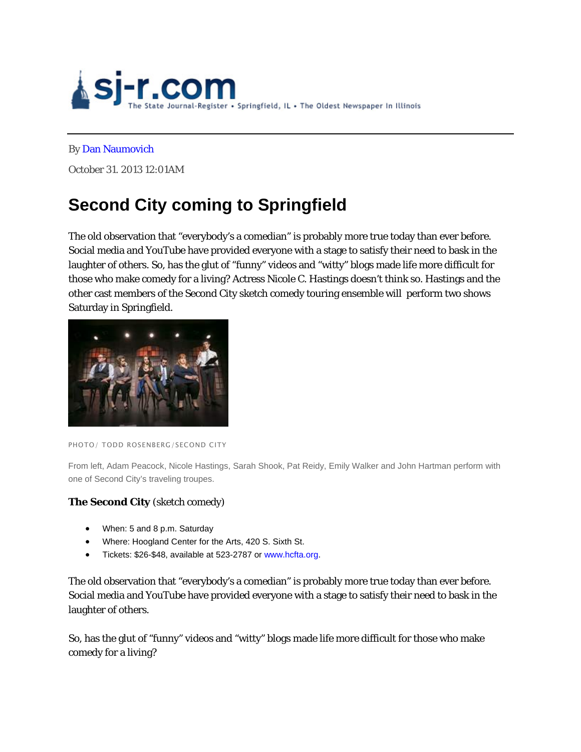sj-r.com The State Journal-Register • Springfield, IL • The Oldest Newspaper In Illinois

By Dan Naumovich

October 31. 2013 12:01AM

# Second City coming to Springfield

The old observation that "everybody's a comedian" is probably more true today than ever before. Social media and YouTube have provided everyone with a stage to satisfy their need to bask in the laughter of others. So, has the glut of "funny" videos and "witty" blogs made life more difficult for those who make comedy for a living? Actress Nicole C. Hastings doesn't think so. Hastings and the other cast members of the Second City sketch comedy touring ensemble will perform two shows Saturday in Springfield.

PHOTO/ TODD ROSENBERG/SECOND CITY

From left, Adam Peacock, Nicole Hastings, Sarah Shook, Pat Reidy, Emily Walker and John Hartman perform with one of Second City's traveling troupes.

**The Second City** (sketch comedy)

- When: 5 and 8 p.m. Saturday
- Where: Hoogland Center for the Arts, 420 S. Sixth St.
- Tickets: $26-$48, available at 523-2787 or www.hcfta.org.

The old observation that "everybody's a comedian" is probably more true today than ever before. Social media and YouTube have provided everyone with a stage to satisfy their need to bask in the laughter of others.

So, has the glut of "funny" videos and "witty" blogs made life more difficult for those who make comedy for a living?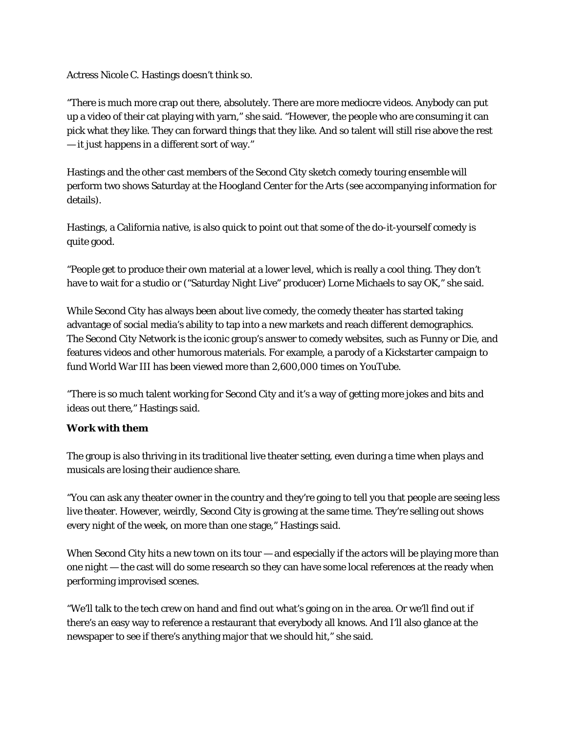Actress Nicole C. Hastings doesn't think so.

"There is much more crap out there, absolutely. There are more mediocre videos. Anybody can put up a video of their cat playing with yarn," she said. "However, the people who are consuming it can pick what they like. They can forward things that they like. And so talent will still rise above the rest — it just happens in a different sort of way."

Hastings and the other cast members of the Second City sketch comedy touring ensemble will perform two shows Saturday at the Hoogland Center for the Arts (see accompanying information for details).

Hastings, a California native, is also quick to point out that some of the do-it-yourself comedy is quite good.

"People get to produce their own material at a lower level, which is really a cool thing. They don't have to wait for a studio or ("Saturday Night Live" producer) Lorne Michaels to say OK," she said.

While Second City has always been about live comedy, the comedy theater has started taking advantage of social media's ability to tap into a new markets and reach different demographics. The Second City Network is the iconic group's answer to comedy websites, such as Funny or Die, and features videos and other humorous materials. For example, a parody of a Kickstarter campaign to fund World War III has been viewed more than 2,600,000 times on YouTube.

"There is so much talent working for Second City and it's a way of getting more jokes and bits and ideas out there," Hastings said.

**Work with them**

The group is also thriving in its traditional live theater setting, even during a time when plays and musicals are losing their audience share.

"You can ask any theater owner in the country and they're going to tell you that people are seeing less live theater. However, weirdly, Second City is growing at the same time. They're selling out shows every night of the week, on more than one stage," Hastings said.

When Second City hits a new town on its tour — and especially if the actors will be playing more than one night — the cast will do some research so they can have some local references at the ready when performing improvised scenes.

"We'll talk to the tech crew on hand and find out what's going on in the area. Or we'll find out if there's an easy way to reference a restaurant that everybody all knows. And I'll also glance at the newspaper to see if there's anything major that we should hit," she said.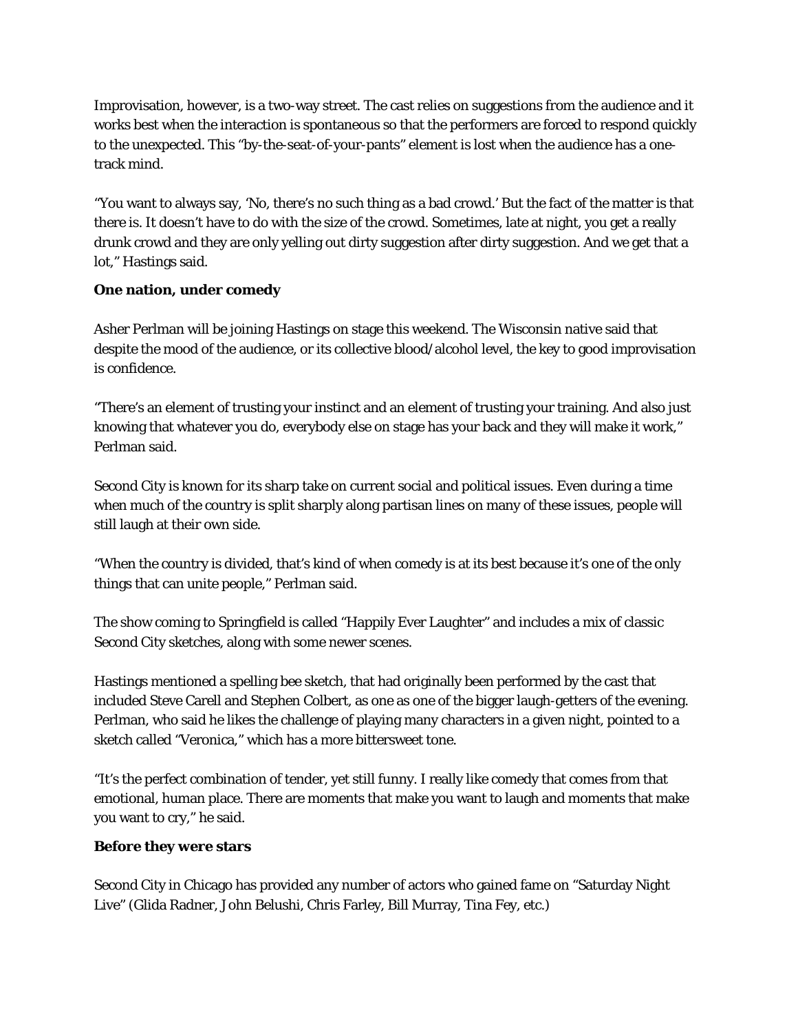Improvisation, however, is a two-way street. The cast relies on suggestions from the audience and it works best when the interaction is spontaneous so that the performers are forced to respond quickly to the unexpected. This "by-the-seat-of-your-pants" element is lost when the audience has a one-track mind.

"You want to always say, 'No, there's no such thing as a bad crowd.' But the fact of the matter is that there is. It doesn't have to do with the size of the crowd. Sometimes, late at night, you get a really drunk crowd and they are only yelling out dirty suggestion after dirty suggestion. And we get that a lot," Hastings said.

**One nation, under comedy**

Asher Perlman will be joining Hastings on stage this weekend. The Wisconsin native said that despite the mood of the audience, or its collective blood/alcohol level, the key to good improvisation is confidence.

"There's an element of trusting your instinct and an element of trusting your training. And also just knowing that whatever you do, everybody else on stage has your back and they will make it work," Perlman said.

Second City is known for its sharp take on current social and political issues. Even during a time when much of the country is split sharply along partisan lines on many of these issues, people will still laugh at their own side.

"When the country is divided, that's kind of when comedy is at its best because it's one of the only things that can unite people," Perlman said.

The show coming to Springfield is called "Happily Ever Laughter" and includes a mix of classic Second City sketches, along with some newer scenes.

Hastings mentioned a spelling bee sketch, that had originally been performed by the cast that included Steve Carell and Stephen Colbert, as one as one of the bigger laugh-getters of the evening. Perlman, who said he likes the challenge of playing many characters in a given night, pointed to a sketch called "Veronica," which has a more bittersweet tone.

"It's the perfect combination of tender, yet still funny. I really like comedy that comes from that emotional, human place. There are moments that make you want to laugh and moments that make you want to cry," he said.

**Before they were stars**

Second City in Chicago has provided any number of actors who gained fame on "Saturday Night Live" (Glida Radner, John Belushi, Chris Farley, Bill Murray, Tina Fey, etc.)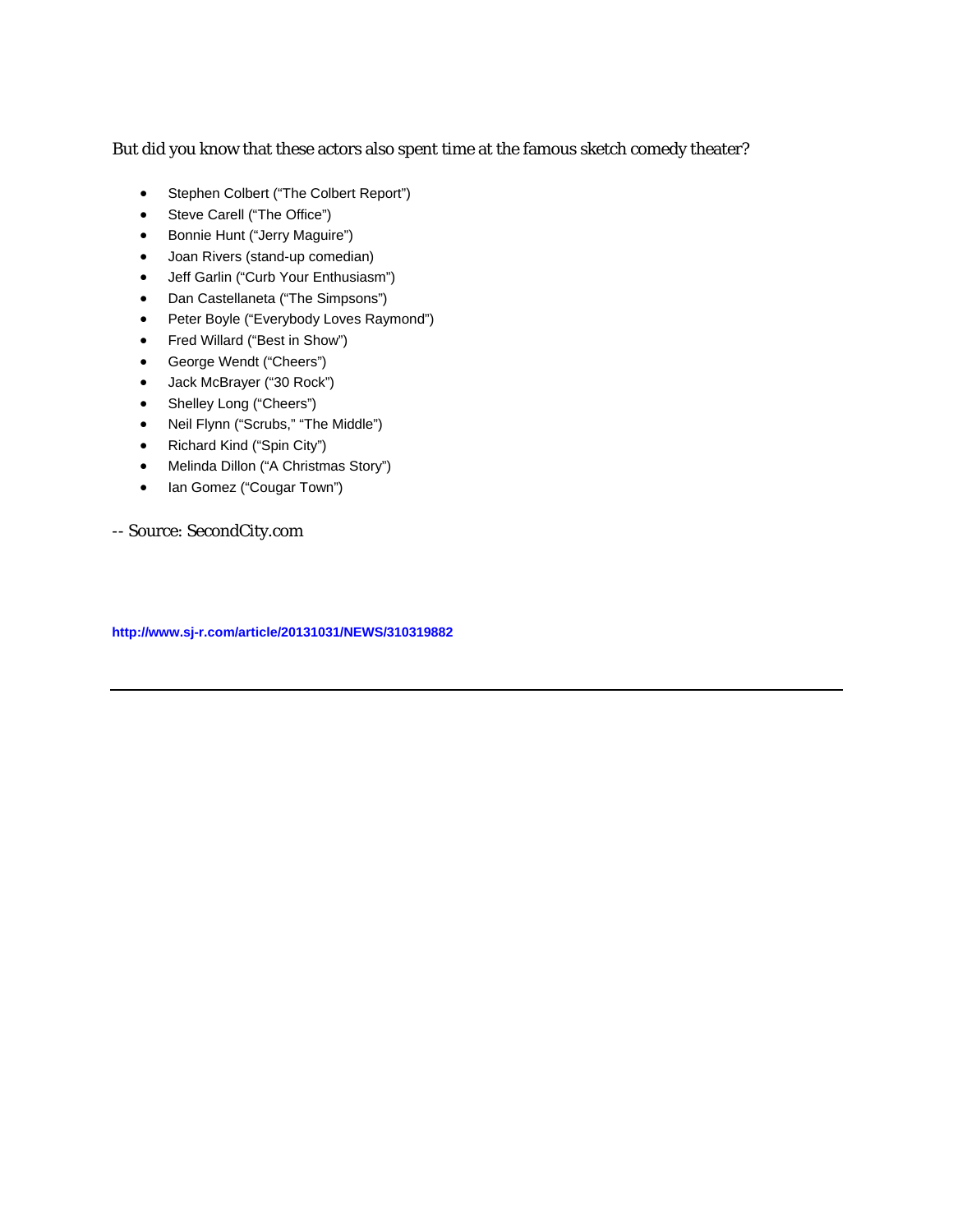But did you know that these actors also spent time at the famous sketch comedy theater?

- Stephen Colbert ("The Colbert Report")
- Steve Carell ("The Office")
- Bonnie Hunt ("Jerry Maguire")
- Joan Rivers (stand-up comedian)
- Jeff Garlin ("Curb Your Enthusiasm")
- Dan Castellaneta ("The Simpsons")
- Peter Boyle ("Everybody Loves Raymond")
- Fred Willard ("Best in Show")
- George Wendt ("Cheers")
- Jack McBrayer ("30 Rock")
- Shelley Long ("Cheers")
- Neil Flynn ("Scrubs," "The Middle")
- Richard Kind ("Spin City")
- Melinda Dillon ("A Christmas Story")
- Ian Gomez ("Cougar Town")

-- Source: SecondCity.com

**http://www.sj-r.com/article/20131031/NEWS/310319882**

---